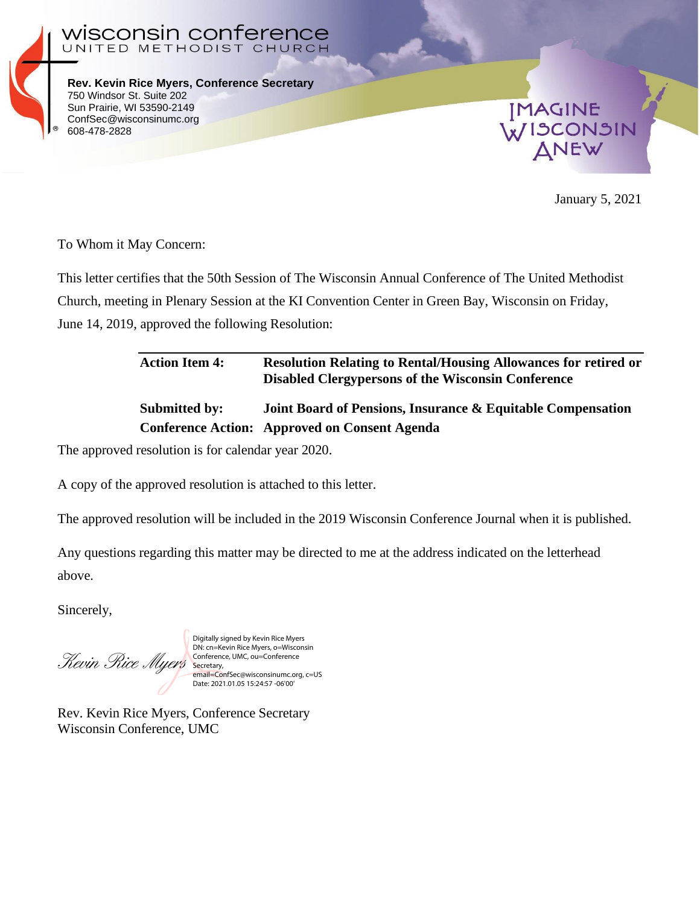wisconsin conference
UNITED METHODIST CHURCH

**Rev. Kevin Rice Myers, Conference Secretary**
750 Windsor St. Suite 202
Sun Prairie, WI 53590-2149
ConfSec@wisconsinumc.org
608-478-2828

IMAGINE WISCONSIN ANEW

January 5, 2021

To Whom it May Concern:

This letter certifies that the 50th Session of The Wisconsin Annual Conference of The United Methodist Church, meeting in Plenary Session at the KI Convention Center in Green Bay, Wisconsin on Friday, June 14, 2019, approved the following Resolution:

| | |
|---|---|
| **Action Item 4:** | **Resolution Relating to Rental/Housing Allowances for retired or Disabled Clergypersons of the Wisconsin Conference** |
| **Submitted by:** | **Joint Board of Pensions, Insurance & Equitable Compensation** |
| **Conference Action:** | **Approved on Consent Agenda** |

The approved resolution is for calendar year 2020.

A copy of the approved resolution is attached to this letter.

The approved resolution will be included in the 2019 Wisconsin Conference Journal when it is published.

Any questions regarding this matter may be directed to me at the address indicated on the letterhead above.

Sincerely,

*Kevin Rice Myers*

Digitally signed by Kevin Rice Myers
DN: cn=Kevin Rice Myers, o=Wisconsin Conference, UMC, ou=Conference Secretary, email=ConfSec@wisconsinumc.org, c=US
Date: 2021.01.05 15:24:57 -06'00'

Rev. Kevin Rice Myers, Conference Secretary
Wisconsin Conference, UMC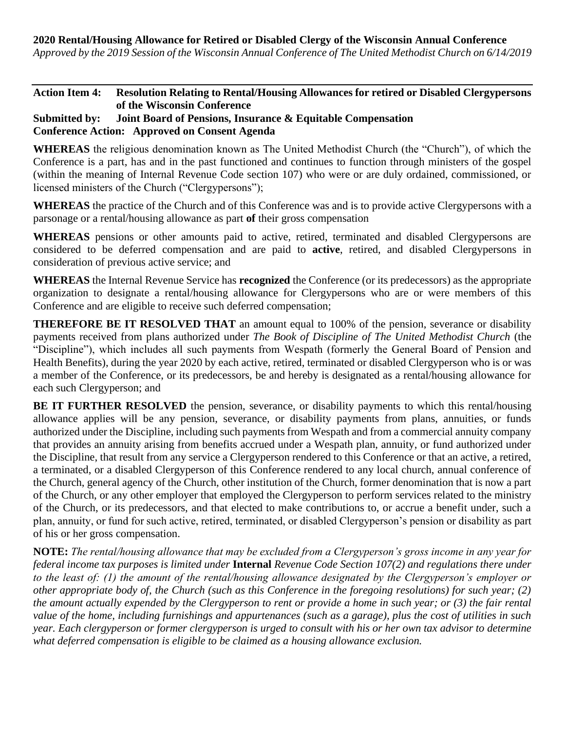**2020 Rental/Housing Allowance for Retired or Disabled Clergy of the Wisconsin Annual Conference**

*Approved by the 2019 Session of the Wisconsin Annual Conference of The United Methodist Church on 6/14/2019*

---

**Action Item 4: Resolution Relating to Rental/Housing Allowances for retired or Disabled Clergypersons of the Wisconsin Conference**

**Submitted by: Joint Board of Pensions, Insurance & Equitable Compensation**

**Conference Action: Approved on Consent Agenda**

**WHEREAS** the religious denomination known as The United Methodist Church (the "Church"), of which the Conference is a part, has and in the past functioned and continues to function through ministers of the gospel (within the meaning of Internal Revenue Code section 107) who were or are duly ordained, commissioned, or licensed ministers of the Church ("Clergypersons");

**WHEREAS** the practice of the Church and of this Conference was and is to provide active Clergypersons with a parsonage or a rental/housing allowance as part **of** their gross compensation

**WHEREAS** pensions or other amounts paid to active, retired, terminated and disabled Clergypersons are considered to be deferred compensation and are paid to **active**, retired, and disabled Clergypersons in consideration of previous active service; and

**WHEREAS** the Internal Revenue Service has **recognized** the Conference (or its predecessors) as the appropriate organization to designate a rental/housing allowance for Clergypersons who are or were members of this Conference and are eligible to receive such deferred compensation;

**THEREFORE BE IT RESOLVED THAT** an amount equal to 100% of the pension, severance or disability payments received from plans authorized under *The Book of Discipline of The United Methodist Church* (the "Discipline"), which includes all such payments from Wespath (formerly the General Board of Pension and Health Benefits), during the year 2020 by each active, retired, terminated or disabled Clergyperson who is or was a member of the Conference, or its predecessors, be and hereby is designated as a rental/housing allowance for each such Clergyperson; and

**BE IT FURTHER RESOLVED** the pension, severance, or disability payments to which this rental/housing allowance applies will be any pension, severance, or disability payments from plans, annuities, or funds authorized under the Discipline, including such payments from Wespath and from a commercial annuity company that provides an annuity arising from benefits accrued under a Wespath plan, annuity, or fund authorized under the Discipline, that result from any service a Clergyperson rendered to this Conference or that an active, a retired, a terminated, or a disabled Clergyperson of this Conference rendered to any local church, annual conference of the Church, general agency of the Church, other institution of the Church, former denomination that is now a part of the Church, or any other employer that employed the Clergyperson to perform services related to the ministry of the Church, or its predecessors, and that elected to make contributions to, or accrue a benefit under, such a plan, annuity, or fund for such active, retired, terminated, or disabled Clergyperson's pension or disability as part of his or her gross compensation.

**NOTE:** *The rental/housing allowance that may be excluded from a Clergyperson's gross income in any year for federal income tax purposes is limited under* **Internal** *Revenue Code Section 107(2) and regulations there under to the least of: (1) the amount of the rental/housing allowance designated by the Clergyperson's employer or other appropriate body of, the Church (such as this Conference in the foregoing resolutions) for such year; (2) the amount actually expended by the Clergyperson to rent or provide a home in such year; or (3) the fair rental value of the home, including furnishings and appurtenances (such as a garage), plus the cost of utilities in such year. Each clergyperson or former clergyperson is urged to consult with his or her own tax advisor to determine what deferred compensation is eligible to be claimed as a housing allowance exclusion.*